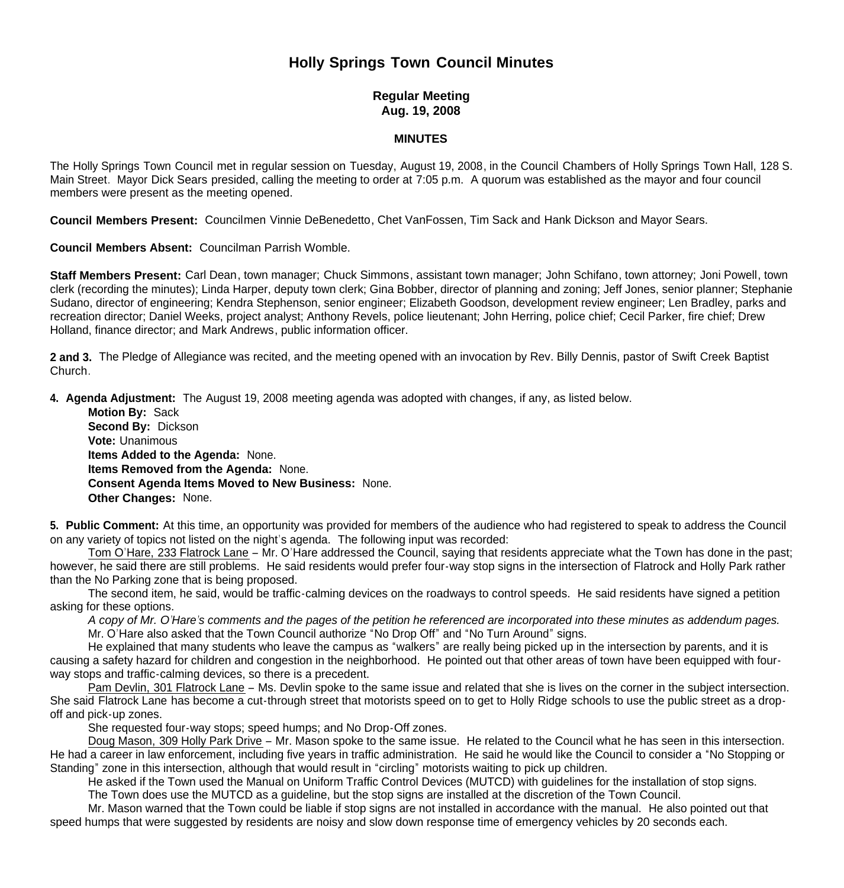# Holly Springs Town Council Minutes

**Regular Meeting**
**Aug. 19, 2008**

**MINUTES**

The Holly Springs Town Council met in regular session on Tuesday, August 19, 2008, in the Council Chambers of Holly Springs Town Hall, 128 S. Main Street. Mayor Dick Sears presided, calling the meeting to order at 7:05 p.m. A quorum was established as the mayor and four council members were present as the meeting opened.

**Council Members Present:** Councilmen Vinnie DeBenedetto, Chet VanFossen, Tim Sack and Hank Dickson and Mayor Sears.

**Council Members Absent:** Councilman Parrish Womble.

**Staff Members Present:** Carl Dean, town manager; Chuck Simmons, assistant town manager; John Schifano, town attorney; Joni Powell, town clerk (recording the minutes); Linda Harper, deputy town clerk; Gina Bobber, director of planning and zoning; Jeff Jones, senior planner; Stephanie Sudano, director of engineering; Kendra Stephenson, senior engineer; Elizabeth Goodson, development review engineer; Len Bradley, parks and recreation director; Daniel Weeks, project analyst; Anthony Revels, police lieutenant; John Herring, police chief; Cecil Parker, fire chief; Drew Holland, finance director; and Mark Andrews, public information officer.

**2 and 3.** The Pledge of Allegiance was recited, and the meeting opened with an invocation by Rev. Billy Dennis, pastor of Swift Creek Baptist Church.

**4. Agenda Adjustment:** The August 19, 2008 meeting agenda was adopted with changes, if any, as listed below.

**Motion By:** Sack
**Second By:** Dickson
**Vote:** Unanimous
**Items Added to the Agenda:** None.
**Items Removed from the Agenda:** None.
**Consent Agenda Items Moved to New Business:** None.
**Other Changes:** None.

**5. Public Comment:** At this time, an opportunity was provided for members of the audience who had registered to speak to address the Council on any variety of topics not listed on the night's agenda. The following input was recorded:

Tom O'Hare, 233 Flatrock Lane – Mr. O'Hare addressed the Council, saying that residents appreciate what the Town has done in the past; however, he said there are still problems. He said residents would prefer four-way stop signs in the intersection of Flatrock and Holly Park rather than the No Parking zone that is being proposed.

The second item, he said, would be traffic-calming devices on the roadways to control speeds. He said residents have signed a petition asking for these options.

*A copy of Mr. O'Hare's comments and the pages of the petition he referenced are incorporated into these minutes as addendum pages.*

Mr. O'Hare also asked that the Town Council authorize "No Drop Off" and "No Turn Around" signs.

He explained that many students who leave the campus as "walkers" are really being picked up in the intersection by parents, and it is causing a safety hazard for children and congestion in the neighborhood. He pointed out that other areas of town have been equipped with four-way stops and traffic-calming devices, so there is a precedent.

Pam Devlin, 301 Flatrock Lane – Ms. Devlin spoke to the same issue and related that she is lives on the corner in the subject intersection. She said Flatrock Lane has become a cut-through street that motorists speed on to get to Holly Ridge schools to use the public street as a drop-off and pick-up zones.

She requested four-way stops; speed humps; and No Drop-Off zones.

Doug Mason, 309 Holly Park Drive – Mr. Mason spoke to the same issue. He related to the Council what he has seen in this intersection. He had a career in law enforcement, including five years in traffic administration. He said he would like the Council to consider a "No Stopping or Standing" zone in this intersection, although that would result in "circling" motorists waiting to pick up children.

He asked if the Town used the Manual on Uniform Traffic Control Devices (MUTCD) with guidelines for the installation of stop signs.

The Town does use the MUTCD as a guideline, but the stop signs are installed at the discretion of the Town Council.

Mr. Mason warned that the Town could be liable if stop signs are not installed in accordance with the manual. He also pointed out that speed humps that were suggested by residents are noisy and slow down response time of emergency vehicles by 20 seconds each.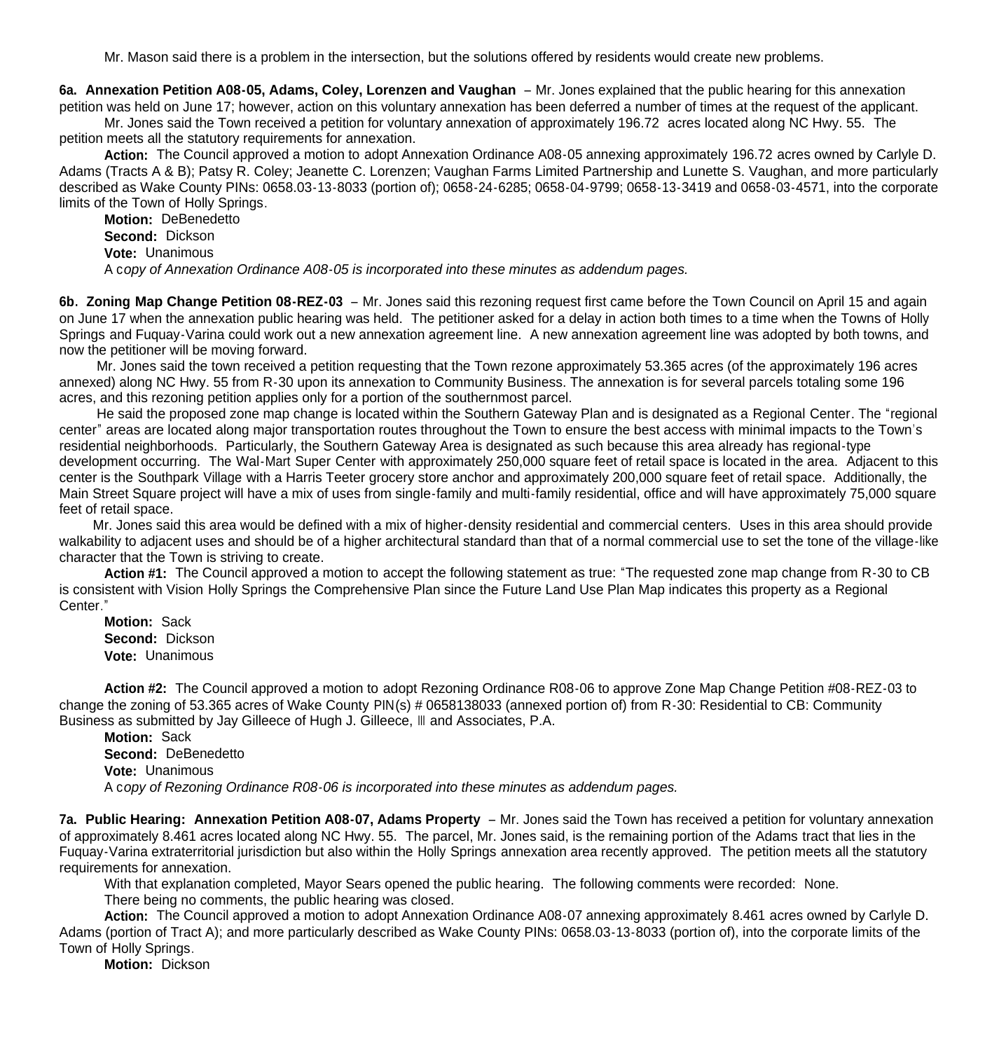Mr. Mason said there is a problem in the intersection, but the solutions offered by residents would create new problems.

**6a. Annexation Petition A08-05, Adams, Coley, Lorenzen and Vaughan** – Mr. Jones explained that the public hearing for this annexation petition was held on June 17; however, action on this voluntary annexation has been deferred a number of times at the request of the applicant.

Mr. Jones said the Town received a petition for voluntary annexation of approximately 196.72 acres located along NC Hwy. 55. The petition meets all the statutory requirements for annexation.

**Action:** The Council approved a motion to adopt Annexation Ordinance A08-05 annexing approximately 196.72 acres owned by Carlyle D. Adams (Tracts A & B); Patsy R. Coley; Jeanette C. Lorenzen; Vaughan Farms Limited Partnership and Lunette S. Vaughan, and more particularly described as Wake County PINs: 0658.03-13-8033 (portion of); 0658-24-6285; 0658-04-9799; 0658-13-3419 and 0658-03-4571, into the corporate limits of the Town of Holly Springs.

**Motion:** DeBenedetto
**Second:** Dickson
**Vote:** Unanimous
A c*opy of Annexation Ordinance A08-05 is incorporated into these minutes as addendum pages.*

**6b. Zoning Map Change Petition 08-REZ-03** – Mr. Jones said this rezoning request first came before the Town Council on April 15 and again on June 17 when the annexation public hearing was held. The petitioner asked for a delay in action both times to a time when the Towns of Holly Springs and Fuquay-Varina could work out a new annexation agreement line. A new annexation agreement line was adopted by both towns, and now the petitioner will be moving forward.

Mr. Jones said the town received a petition requesting that the Town rezone approximately 53.365 acres (of the approximately 196 acres annexed) along NC Hwy. 55 from R-30 upon its annexation to Community Business. The annexation is for several parcels totaling some 196 acres, and this rezoning petition applies only for a portion of the southernmost parcel.

He said the proposed zone map change is located within the Southern Gateway Plan and is designated as a Regional Center. The "regional center" areas are located along major transportation routes throughout the Town to ensure the best access with minimal impacts to the Town's residential neighborhoods. Particularly, the Southern Gateway Area is designated as such because this area already has regional-type development occurring. The Wal-Mart Super Center with approximately 250,000 square feet of retail space is located in the area. Adjacent to this center is the Southpark Village with a Harris Teeter grocery store anchor and approximately 200,000 square feet of retail space. Additionally, the Main Street Square project will have a mix of uses from single-family and multi-family residential, office and will have approximately 75,000 square feet of retail space.

Mr. Jones said this area would be defined with a mix of higher-density residential and commercial centers. Uses in this area should provide walkability to adjacent uses and should be of a higher architectural standard than that of a normal commercial use to set the tone of the village-like character that the Town is striving to create.

**Action #1:** The Council approved a motion to accept the following statement as true: "The requested zone map change from R-30 to CB is consistent with Vision Holly Springs the Comprehensive Plan since the Future Land Use Plan Map indicates this property as a Regional Center."

**Motion:** Sack
**Second:** Dickson
**Vote:** Unanimous

**Action #2:** The Council approved a motion to adopt Rezoning Ordinance R08-06 to approve Zone Map Change Petition #08-REZ-03 to change the zoning of 53.365 acres of Wake County PIN(s) # 0658138033 (annexed portion of) from R-30: Residential to CB: Community Business as submitted by Jay Gilleece of Hugh J. Gilleece, III and Associates, P.A.

**Motion:** Sack
**Second:** DeBenedetto
**Vote:** Unanimous
A c*opy of Rezoning Ordinance R08-06 is incorporated into these minutes as addendum pages.*

**7a. Public Hearing: Annexation Petition A08-07, Adams Property** – Mr. Jones said the Town has received a petition for voluntary annexation of approximately 8.461 acres located along NC Hwy. 55. The parcel, Mr. Jones said, is the remaining portion of the Adams tract that lies in the Fuquay-Varina extraterritorial jurisdiction but also within the Holly Springs annexation area recently approved. The petition meets all the statutory requirements for annexation.

With that explanation completed, Mayor Sears opened the public hearing. The following comments were recorded: None.

There being no comments, the public hearing was closed.

**Action:** The Council approved a motion to adopt Annexation Ordinance A08-07 annexing approximately 8.461 acres owned by Carlyle D. Adams (portion of Tract A); and more particularly described as Wake County PINs: 0658.03-13-8033 (portion of), into the corporate limits of the Town of Holly Springs.

**Motion:** Dickson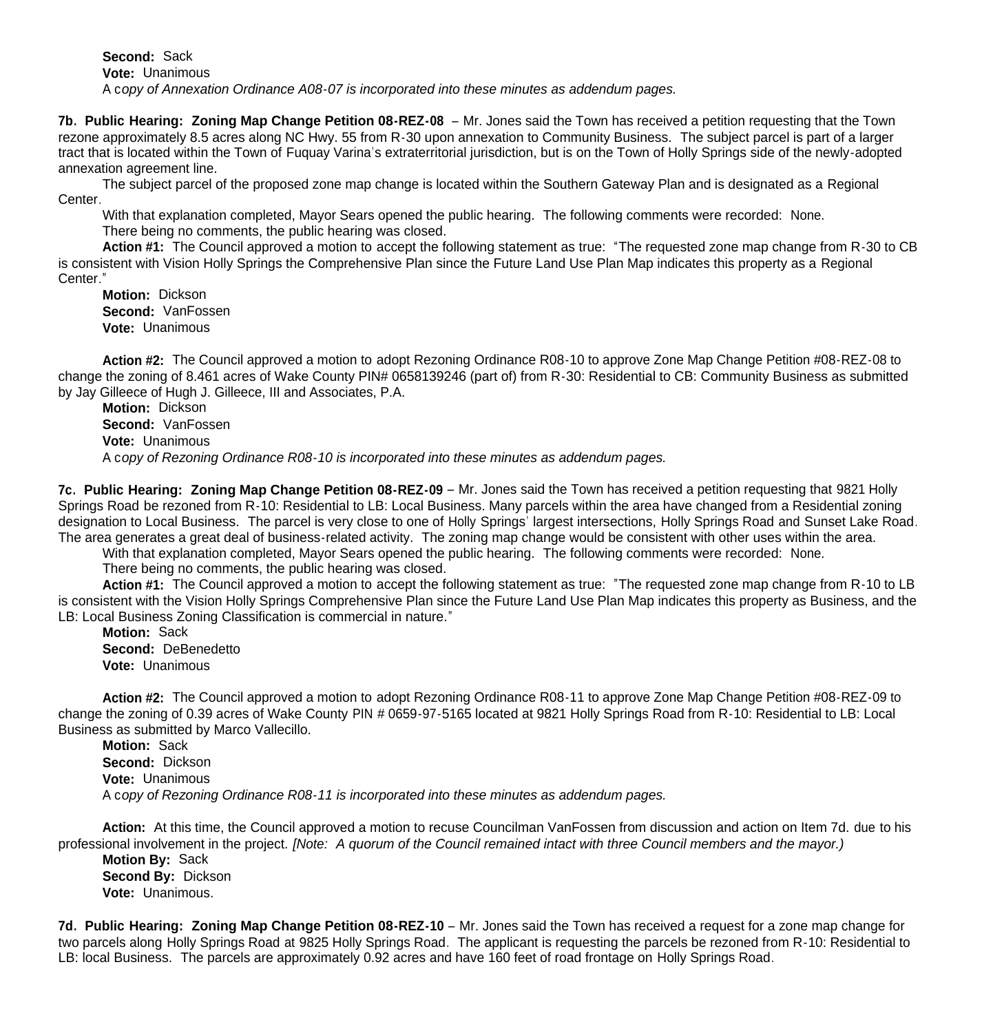**Second:** Sack
**Vote:** Unanimous
A c*opy of Annexation Ordinance A08-07 is incorporated into these minutes as addendum pages.*

**7b. Public Hearing: Zoning Map Change Petition 08-REZ-08** – Mr. Jones said the Town has received a petition requesting that the Town rezone approximately 8.5 acres along NC Hwy. 55 from R-30 upon annexation to Community Business. The subject parcel is part of a larger tract that is located within the Town of Fuquay Varina's extraterritorial jurisdiction, but is on the Town of Holly Springs side of the newly-adopted annexation agreement line.

The subject parcel of the proposed zone map change is located within the Southern Gateway Plan and is designated as a Regional Center.

With that explanation completed, Mayor Sears opened the public hearing. The following comments were recorded: None.

There being no comments, the public hearing was closed.

**Action #1:** The Council approved a motion to accept the following statement as true: "The requested zone map change from R-30 to CB is consistent with Vision Holly Springs the Comprehensive Plan since the Future Land Use Plan Map indicates this property as a Regional Center."

**Motion:** Dickson
**Second:** VanFossen
**Vote:** Unanimous

**Action #2:** The Council approved a motion to adopt Rezoning Ordinance R08-10 to approve Zone Map Change Petition #08-REZ-08 to change the zoning of 8.461 acres of Wake County PIN# 0658139246 (part of) from R-30: Residential to CB: Community Business as submitted by Jay Gilleece of Hugh J. Gilleece, III and Associates, P.A.

**Motion:** Dickson
**Second:** VanFossen
**Vote:** Unanimous
A c*opy of Rezoning Ordinance R08-10 is incorporated into these minutes as addendum pages.*

**7c. Public Hearing: Zoning Map Change Petition 08-REZ-09** – Mr. Jones said the Town has received a petition requesting that 9821 Holly Springs Road be rezoned from R-10: Residential to LB: Local Business. Many parcels within the area have changed from a Residential zoning designation to Local Business. The parcel is very close to one of Holly Springs' largest intersections, Holly Springs Road and Sunset Lake Road. The area generates a great deal of business-related activity. The zoning map change would be consistent with other uses within the area.

With that explanation completed, Mayor Sears opened the public hearing. The following comments were recorded: None.

There being no comments, the public hearing was closed.

**Action #1:** The Council approved a motion to accept the following statement as true: "The requested zone map change from R-10 to LB is consistent with the Vision Holly Springs Comprehensive Plan since the Future Land Use Plan Map indicates this property as Business, and the LB: Local Business Zoning Classification is commercial in nature."

**Motion:** Sack
**Second:** DeBenedetto
**Vote:** Unanimous

**Action #2:** The Council approved a motion to adopt Rezoning Ordinance R08-11 to approve Zone Map Change Petition #08-REZ-09 to change the zoning of 0.39 acres of Wake County PIN # 0659-97-5165 located at 9821 Holly Springs Road from R-10: Residential to LB: Local Business as submitted by Marco Vallecillo.

**Motion:** Sack
**Second:** Dickson
**Vote:** Unanimous
A c*opy of Rezoning Ordinance R08-11 is incorporated into these minutes as addendum pages.*

**Action:** At this time, the Council approved a motion to recuse Councilman VanFossen from discussion and action on Item 7d. due to his professional involvement in the project. *[Note: A quorum of the Council remained intact with three Council members and the mayor.)*

**Motion By:** Sack
**Second By:** Dickson
**Vote:** Unanimous.

**7d. Public Hearing: Zoning Map Change Petition 08-REZ-10** – Mr. Jones said the Town has received a request for a zone map change for two parcels along Holly Springs Road at 9825 Holly Springs Road. The applicant is requesting the parcels be rezoned from R-10: Residential to LB: local Business. The parcels are approximately 0.92 acres and have 160 feet of road frontage on Holly Springs Road.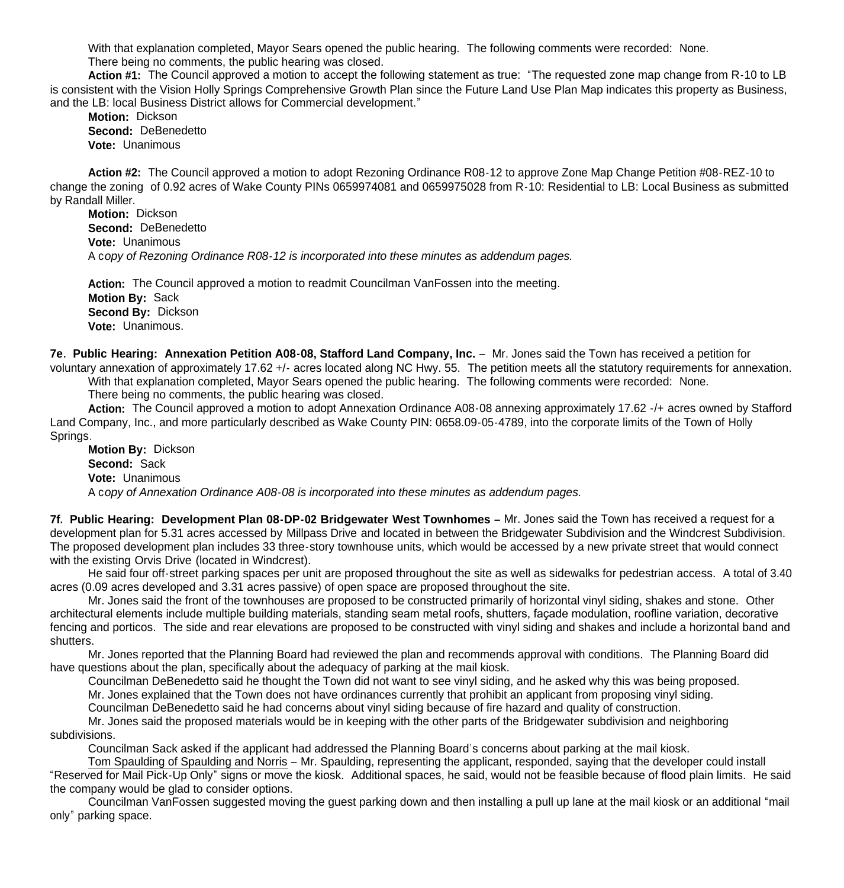With that explanation completed, Mayor Sears opened the public hearing. The following comments were recorded: None.

There being no comments, the public hearing was closed.

**Action #1:** The Council approved a motion to accept the following statement as true: "The requested zone map change from R-10 to LB is consistent with the Vision Holly Springs Comprehensive Growth Plan since the Future Land Use Plan Map indicates this property as Business, and the LB: local Business District allows for Commercial development."

**Motion:** Dickson
**Second:** DeBenedetto
**Vote:** Unanimous

**Action #2:** The Council approved a motion to adopt Rezoning Ordinance R08-12 to approve Zone Map Change Petition #08-REZ-10 to change the zoning of 0.92 acres of Wake County PINs 0659974081 and 0659975028 from R-10: Residential to LB: Local Business as submitted by Randall Miller.

**Motion:** Dickson
**Second:** DeBenedetto
**Vote:** Unanimous
A c*opy of Rezoning Ordinance R08-12 is incorporated into these minutes as addendum pages.*

**Action:** The Council approved a motion to readmit Councilman VanFossen into the meeting.
**Motion By:** Sack
**Second By:** Dickson
**Vote:** Unanimous.

**7e. Public Hearing: Annexation Petition A08-08, Stafford Land Company, Inc.** – Mr. Jones said the Town has received a petition for voluntary annexation of approximately 17.62 +/- acres located along NC Hwy. 55. The petition meets all the statutory requirements for annexation.

With that explanation completed, Mayor Sears opened the public hearing. The following comments were recorded: None.

There being no comments, the public hearing was closed.

**Action:** The Council approved a motion to adopt Annexation Ordinance A08-08 annexing approximately 17.62 -/+ acres owned by Stafford Land Company, Inc., and more particularly described as Wake County PIN: 0658.09-05-4789, into the corporate limits of the Town of Holly Springs.

**Motion By:** Dickson
**Second:** Sack
**Vote:** Unanimous
A c*opy of Annexation Ordinance A08-08 is incorporated into these minutes as addendum pages.*

**7f. Public Hearing: Development Plan 08-DP-02 Bridgewater West Townhomes –** Mr. Jones said the Town has received a request for a development plan for 5.31 acres accessed by Millpass Drive and located in between the Bridgewater Subdivision and the Windcrest Subdivision. The proposed development plan includes 33 three-story townhouse units, which would be accessed by a new private street that would connect with the existing Orvis Drive (located in Windcrest).

He said four off-street parking spaces per unit are proposed throughout the site as well as sidewalks for pedestrian access. A total of 3.40 acres (0.09 acres developed and 3.31 acres passive) of open space are proposed throughout the site.

Mr. Jones said the front of the townhouses are proposed to be constructed primarily of horizontal vinyl siding, shakes and stone. Other architectural elements include multiple building materials, standing seam metal roofs, shutters, façade modulation, roofline variation, decorative fencing and porticos. The side and rear elevations are proposed to be constructed with vinyl siding and shakes and include a horizontal band and shutters.

Mr. Jones reported that the Planning Board had reviewed the plan and recommends approval with conditions. The Planning Board did have questions about the plan, specifically about the adequacy of parking at the mail kiosk.

Councilman DeBenedetto said he thought the Town did not want to see vinyl siding, and he asked why this was being proposed.

Mr. Jones explained that the Town does not have ordinances currently that prohibit an applicant from proposing vinyl siding.

Councilman DeBenedetto said he had concerns about vinyl siding because of fire hazard and quality of construction.

Mr. Jones said the proposed materials would be in keeping with the other parts of the Bridgewater subdivision and neighboring subdivisions.

Councilman Sack asked if the applicant had addressed the Planning Board's concerns about parking at the mail kiosk.

Tom Spaulding of Spaulding and Norris – Mr. Spaulding, representing the applicant, responded, saying that the developer could install "Reserved for Mail Pick-Up Only" signs or move the kiosk. Additional spaces, he said, would not be feasible because of flood plain limits. He said the company would be glad to consider options.

Councilman VanFossen suggested moving the guest parking down and then installing a pull up lane at the mail kiosk or an additional "mail only" parking space.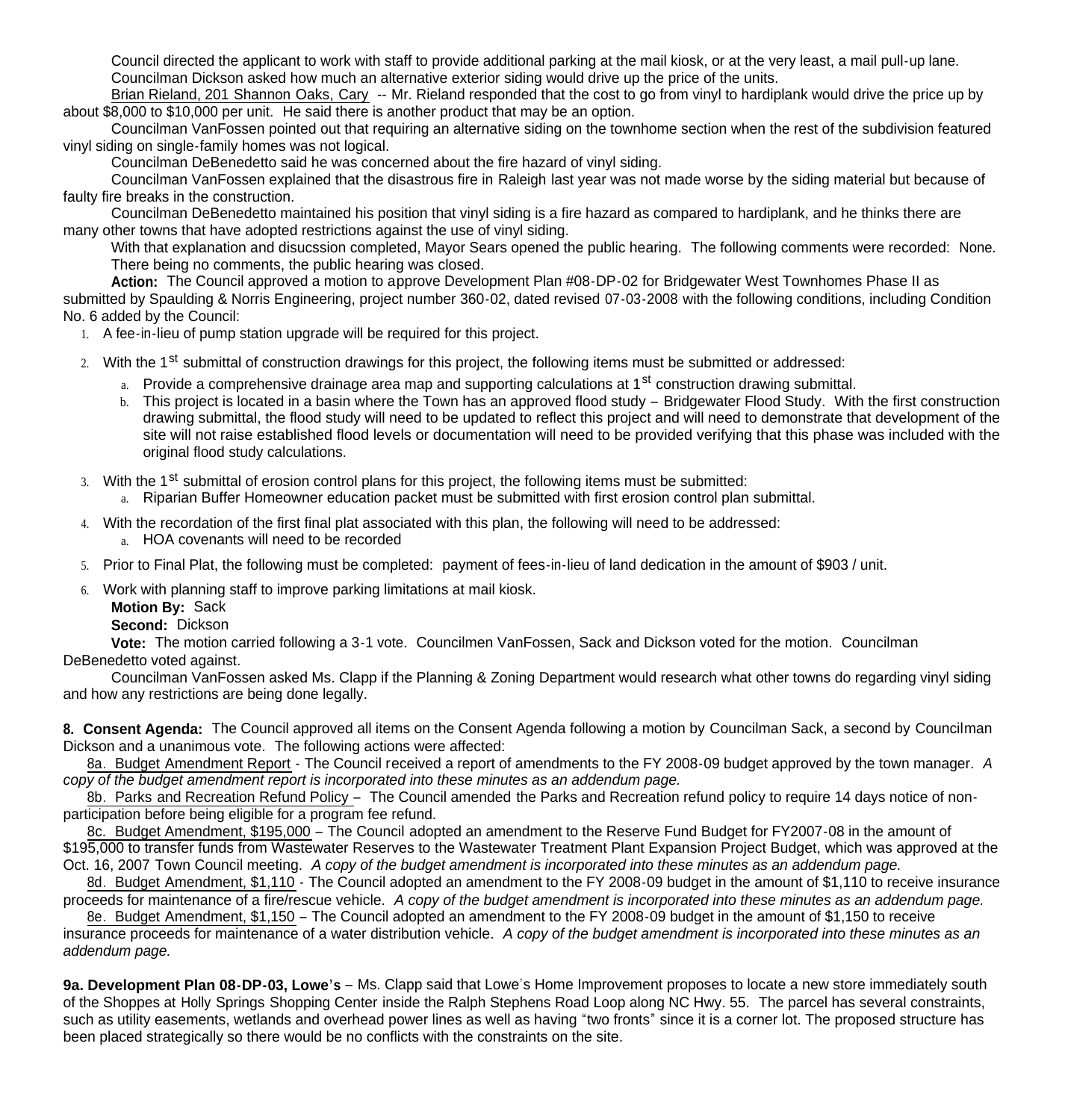Council directed the applicant to work with staff to provide additional parking at the mail kiosk, or at the very least, a mail pull-up lane.

Councilman Dickson asked how much an alternative exterior siding would drive up the price of the units.

Brian Rieland, 201 Shannon Oaks, Cary -- Mr. Rieland responded that the cost to go from vinyl to hardiplank would drive the price up by about $8,000 to $10,000 per unit. He said there is another product that may be an option.

Councilman VanFossen pointed out that requiring an alternative siding on the townhome section when the rest of the subdivision featured vinyl siding on single-family homes was not logical.

Councilman DeBenedetto said he was concerned about the fire hazard of vinyl siding.

Councilman VanFossen explained that the disastrous fire in Raleigh last year was not made worse by the siding material but because of faulty fire breaks in the construction.

Councilman DeBenedetto maintained his position that vinyl siding is a fire hazard as compared to hardiplank, and he thinks there are many other towns that have adopted restrictions against the use of vinyl siding.

With that explanation and disucssion completed, Mayor Sears opened the public hearing. The following comments were recorded: None. There being no comments, the public hearing was closed.

**Action:** The Council approved a motion to approve Development Plan #08-DP-02 for Bridgewater West Townhomes Phase II as submitted by Spaulding & Norris Engineering, project number 360-02, dated revised 07-03-2008 with the following conditions, including Condition No. 6 added by the Council:

1. A fee-in-lieu of pump station upgrade will be required for this project.
2. With the 1st submittal of construction drawings for this project, the following items must be submitted or addressed:
   a. Provide a comprehensive drainage area map and supporting calculations at 1st construction drawing submittal.
   b. This project is located in a basin where the Town has an approved flood study – Bridgewater Flood Study. With the first construction drawing submittal, the flood study will need to be updated to reflect this project and will need to demonstrate that development of the site will not raise established flood levels or documentation will need to be provided verifying that this phase was included with the original flood study calculations.
3. With the 1st submittal of erosion control plans for this project, the following items must be submitted:
   a. Riparian Buffer Homeowner education packet must be submitted with first erosion control plan submittal.
4. With the recordation of the first final plat associated with this plan, the following will need to be addressed:
   a. HOA covenants will need to be recorded
5. Prior to Final Plat, the following must be completed: payment of fees-in-lieu of land dedication in the amount of $903 / unit.
6. Work with planning staff to improve parking limitations at mail kiosk.

**Motion By:** Sack
**Second:** Dickson
**Vote:** The motion carried following a 3-1 vote. Councilmen VanFossen, Sack and Dickson voted for the motion. Councilman DeBenedetto voted against.

Councilman VanFossen asked Ms. Clapp if the Planning & Zoning Department would research what other towns do regarding vinyl siding and how any restrictions are being done legally.

**8. Consent Agenda:** The Council approved all items on the Consent Agenda following a motion by Councilman Sack, a second by Councilman Dickson and a unanimous vote. The following actions were affected:

8a. Budget Amendment Report - The Council received a report of amendments to the FY 2008-09 budget approved by the town manager. *A copy of the budget amendment report is incorporated into these minutes as an addendum page.*

8b. Parks and Recreation Refund Policy – The Council amended the Parks and Recreation refund policy to require 14 days notice of non-participation before being eligible for a program fee refund.

8c. Budget Amendment, $195,000 – The Council adopted an amendment to the Reserve Fund Budget for FY2007-08 in the amount of $195,000 to transfer funds from Wastewater Reserves to the Wastewater Treatment Plant Expansion Project Budget, which was approved at the Oct. 16, 2007 Town Council meeting. *A copy of the budget amendment is incorporated into these minutes as an addendum page.*

8d. Budget Amendment, $1,110 - The Council adopted an amendment to the FY 2008-09 budget in the amount of $1,110 to receive insurance proceeds for maintenance of a fire/rescue vehicle. *A copy of the budget amendment is incorporated into these minutes as an addendum page.*

8e. Budget Amendment, $1,150 – The Council adopted an amendment to the FY 2008-09 budget in the amount of $1,150 to receive insurance proceeds for maintenance of a water distribution vehicle. *A copy of the budget amendment is incorporated into these minutes as an addendum page.*

**9a. Development Plan 08-DP-03, Lowe's** – Ms. Clapp said that Lowe's Home Improvement proposes to locate a new store immediately south of the Shoppes at Holly Springs Shopping Center inside the Ralph Stephens Road Loop along NC Hwy. 55. The parcel has several constraints, such as utility easements, wetlands and overhead power lines as well as having "two fronts" since it is a corner lot. The proposed structure has been placed strategically so there would be no conflicts with the constraints on the site.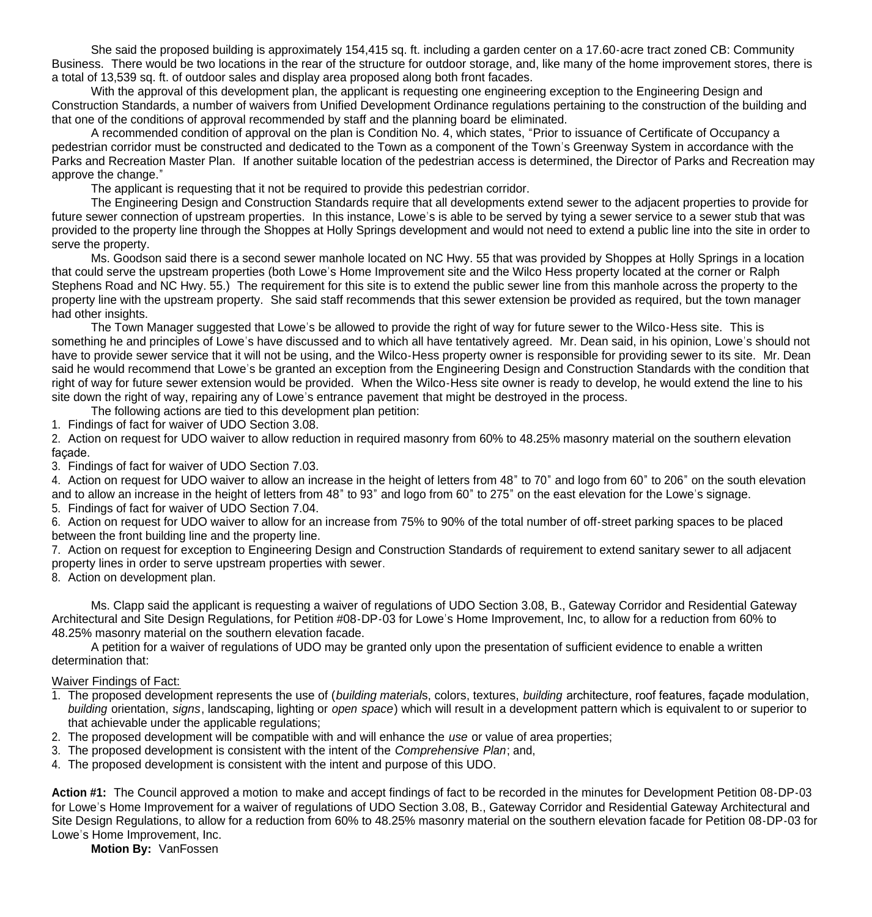She said the proposed building is approximately 154,415 sq. ft. including a garden center on a 17.60-acre tract zoned CB: Community Business. There would be two locations in the rear of the structure for outdoor storage, and, like many of the home improvement stores, there is a total of 13,539 sq. ft. of outdoor sales and display area proposed along both front facades.

With the approval of this development plan, the applicant is requesting one engineering exception to the Engineering Design and Construction Standards, a number of waivers from Unified Development Ordinance regulations pertaining to the construction of the building and that one of the conditions of approval recommended by staff and the planning board be eliminated.

A recommended condition of approval on the plan is Condition No. 4, which states, "Prior to issuance of Certificate of Occupancy a pedestrian corridor must be constructed and dedicated to the Town as a component of the Town's Greenway System in accordance with the Parks and Recreation Master Plan. If another suitable location of the pedestrian access is determined, the Director of Parks and Recreation may approve the change."

The applicant is requesting that it not be required to provide this pedestrian corridor.

The Engineering Design and Construction Standards require that all developments extend sewer to the adjacent properties to provide for future sewer connection of upstream properties. In this instance, Lowe's is able to be served by tying a sewer service to a sewer stub that was provided to the property line through the Shoppes at Holly Springs development and would not need to extend a public line into the site in order to serve the property.

Ms. Goodson said there is a second sewer manhole located on NC Hwy. 55 that was provided by Shoppes at Holly Springs in a location that could serve the upstream properties (both Lowe's Home Improvement site and the Wilco Hess property located at the corner or Ralph Stephens Road and NC Hwy. 55.) The requirement for this site is to extend the public sewer line from this manhole across the property to the property line with the upstream property. She said staff recommends that this sewer extension be provided as required, but the town manager had other insights.

The Town Manager suggested that Lowe's be allowed to provide the right of way for future sewer to the Wilco-Hess site. This is something he and principles of Lowe's have discussed and to which all have tentatively agreed. Mr. Dean said, in his opinion, Lowe's should not have to provide sewer service that it will not be using, and the Wilco-Hess property owner is responsible for providing sewer to its site. Mr. Dean said he would recommend that Lowe's be granted an exception from the Engineering Design and Construction Standards with the condition that right of way for future sewer extension would be provided. When the Wilco-Hess site owner is ready to develop, he would extend the line to his site down the right of way, repairing any of Lowe's entrance pavement that might be destroyed in the process.

The following actions are tied to this development plan petition:

1. Findings of fact for waiver of UDO Section 3.08.
2. Action on request for UDO waiver to allow reduction in required masonry from 60% to 48.25% masonry material on the southern elevation façade.
3. Findings of fact for waiver of UDO Section 7.03.
4. Action on request for UDO waiver to allow an increase in the height of letters from 48" to 70" and logo from 60" to 206" on the south elevation and to allow an increase in the height of letters from 48" to 93" and logo from 60" to 275" on the east elevation for the Lowe's signage.
5. Findings of fact for waiver of UDO Section 7.04.
6. Action on request for UDO waiver to allow for an increase from 75% to 90% of the total number of off-street parking spaces to be placed between the front building line and the property line.
7. Action on request for exception to Engineering Design and Construction Standards of requirement to extend sanitary sewer to all adjacent property lines in order to serve upstream properties with sewer.
8. Action on development plan.

Ms. Clapp said the applicant is requesting a waiver of regulations of UDO Section 3.08, B., Gateway Corridor and Residential Gateway Architectural and Site Design Regulations, for Petition #08-DP-03 for Lowe's Home Improvement, Inc, to allow for a reduction from 60% to 48.25% masonry material on the southern elevation facade.

A petition for a waiver of regulations of UDO may be granted only upon the presentation of sufficient evidence to enable a written determination that:

Waiver Findings of Fact:

1. The proposed development represents the use of (*building material*s, colors, textures, *building* architecture, roof features, façade modulation, *building* orientation, *signs*, landscaping, lighting or *open space*) which will result in a development pattern which is equivalent to or superior to that achievable under the applicable regulations;
2. The proposed development will be compatible with and will enhance the *use* or value of area properties;
3. The proposed development is consistent with the intent of the *Comprehensive Plan*; and,
4. The proposed development is consistent with the intent and purpose of this UDO.

**Action #1:** The Council approved a motion to make and accept findings of fact to be recorded in the minutes for Development Petition 08-DP-03 for Lowe's Home Improvement for a waiver of regulations of UDO Section 3.08, B., Gateway Corridor and Residential Gateway Architectural and Site Design Regulations, to allow for a reduction from 60% to 48.25% masonry material on the southern elevation facade for Petition 08-DP-03 for Lowe's Home Improvement, Inc.

**Motion By:** VanFossen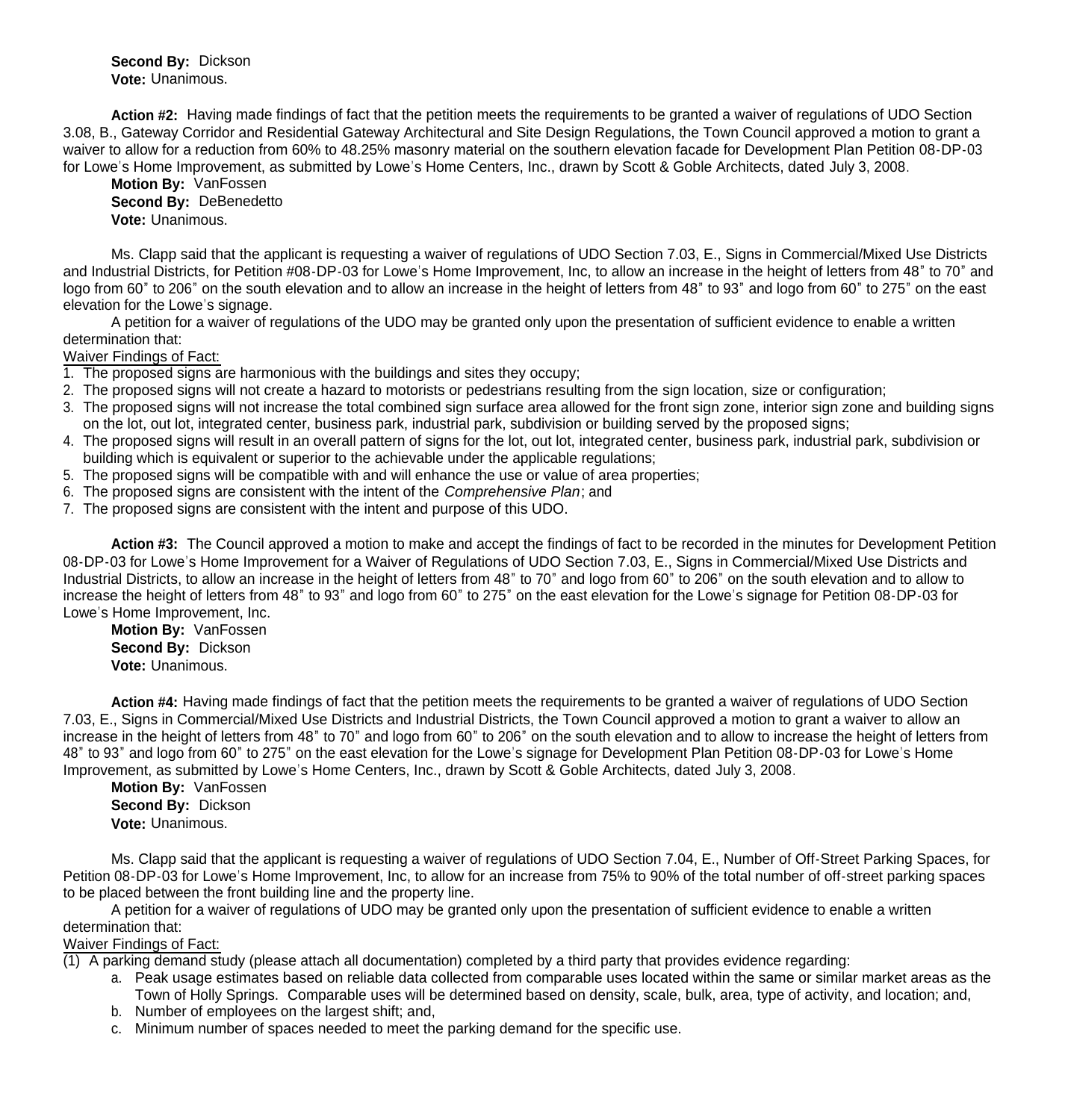**Second By:** Dickson
**Vote:** Unanimous.

**Action #2:** Having made findings of fact that the petition meets the requirements to be granted a waiver of regulations of UDO Section 3.08, B., Gateway Corridor and Residential Gateway Architectural and Site Design Regulations, the Town Council approved a motion to grant a waiver to allow for a reduction from 60% to 48.25% masonry material on the southern elevation facade for Development Plan Petition 08-DP-03 for Lowe's Home Improvement, as submitted by Lowe's Home Centers, Inc., drawn by Scott & Goble Architects, dated July 3, 2008.

**Motion By:** VanFossen
**Second By:** DeBenedetto
**Vote:** Unanimous.

Ms. Clapp said that the applicant is requesting a waiver of regulations of UDO Section 7.03, E., Signs in Commercial/Mixed Use Districts and Industrial Districts, for Petition #08-DP-03 for Lowe's Home Improvement, Inc, to allow an increase in the height of letters from 48" to 70" and logo from 60" to 206" on the south elevation and to allow an increase in the height of letters from 48" to 93" and logo from 60" to 275" on the east elevation for the Lowe's signage.

A petition for a waiver of regulations of the UDO may be granted only upon the presentation of sufficient evidence to enable a written determination that:

Waiver Findings of Fact:

1. The proposed signs are harmonious with the buildings and sites they occupy;
2. The proposed signs will not create a hazard to motorists or pedestrians resulting from the sign location, size or configuration;
3. The proposed signs will not increase the total combined sign surface area allowed for the front sign zone, interior sign zone and building signs on the lot, out lot, integrated center, business park, industrial park, subdivision or building served by the proposed signs;
4. The proposed signs will result in an overall pattern of signs for the lot, out lot, integrated center, business park, industrial park, subdivision or building which is equivalent or superior to the achievable under the applicable regulations;
5. The proposed signs will be compatible with and will enhance the use or value of area properties;
6. The proposed signs are consistent with the intent of the *Comprehensive Plan*; and
7. The proposed signs are consistent with the intent and purpose of this UDO.

**Action #3:** The Council approved a motion to make and accept the findings of fact to be recorded in the minutes for Development Petition 08-DP-03 for Lowe's Home Improvement for a Waiver of Regulations of UDO Section 7.03, E., Signs in Commercial/Mixed Use Districts and Industrial Districts, to allow an increase in the height of letters from 48" to 70" and logo from 60" to 206" on the south elevation and to allow to increase the height of letters from 48" to 93" and logo from 60" to 275" on the east elevation for the Lowe's signage for Petition 08-DP-03 for Lowe's Home Improvement, Inc.

**Motion By:** VanFossen
**Second By:** Dickson
**Vote:** Unanimous.

**Action #4:** Having made findings of fact that the petition meets the requirements to be granted a waiver of regulations of UDO Section 7.03, E., Signs in Commercial/Mixed Use Districts and Industrial Districts, the Town Council approved a motion to grant a waiver to allow an increase in the height of letters from 48" to 70" and logo from 60" to 206" on the south elevation and to allow to increase the height of letters from 48" to 93" and logo from 60" to 275" on the east elevation for the Lowe's signage for Development Plan Petition 08-DP-03 for Lowe's Home Improvement, as submitted by Lowe's Home Centers, Inc., drawn by Scott & Goble Architects, dated July 3, 2008.

**Motion By:** VanFossen
**Second By:** Dickson
**Vote:** Unanimous.

Ms. Clapp said that the applicant is requesting a waiver of regulations of UDO Section 7.04, E., Number of Off-Street Parking Spaces, for Petition 08-DP-03 for Lowe's Home Improvement, Inc, to allow for an increase from 75% to 90% of the total number of off-street parking spaces to be placed between the front building line and the property line.

A petition for a waiver of regulations of UDO may be granted only upon the presentation of sufficient evidence to enable a written determination that:

Waiver Findings of Fact:

(1) A parking demand study (please attach all documentation) completed by a third party that provides evidence regarding:
   a. Peak usage estimates based on reliable data collected from comparable uses located within the same or similar market areas as the Town of Holly Springs. Comparable uses will be determined based on density, scale, bulk, area, type of activity, and location; and,
   b. Number of employees on the largest shift; and,
   c. Minimum number of spaces needed to meet the parking demand for the specific use.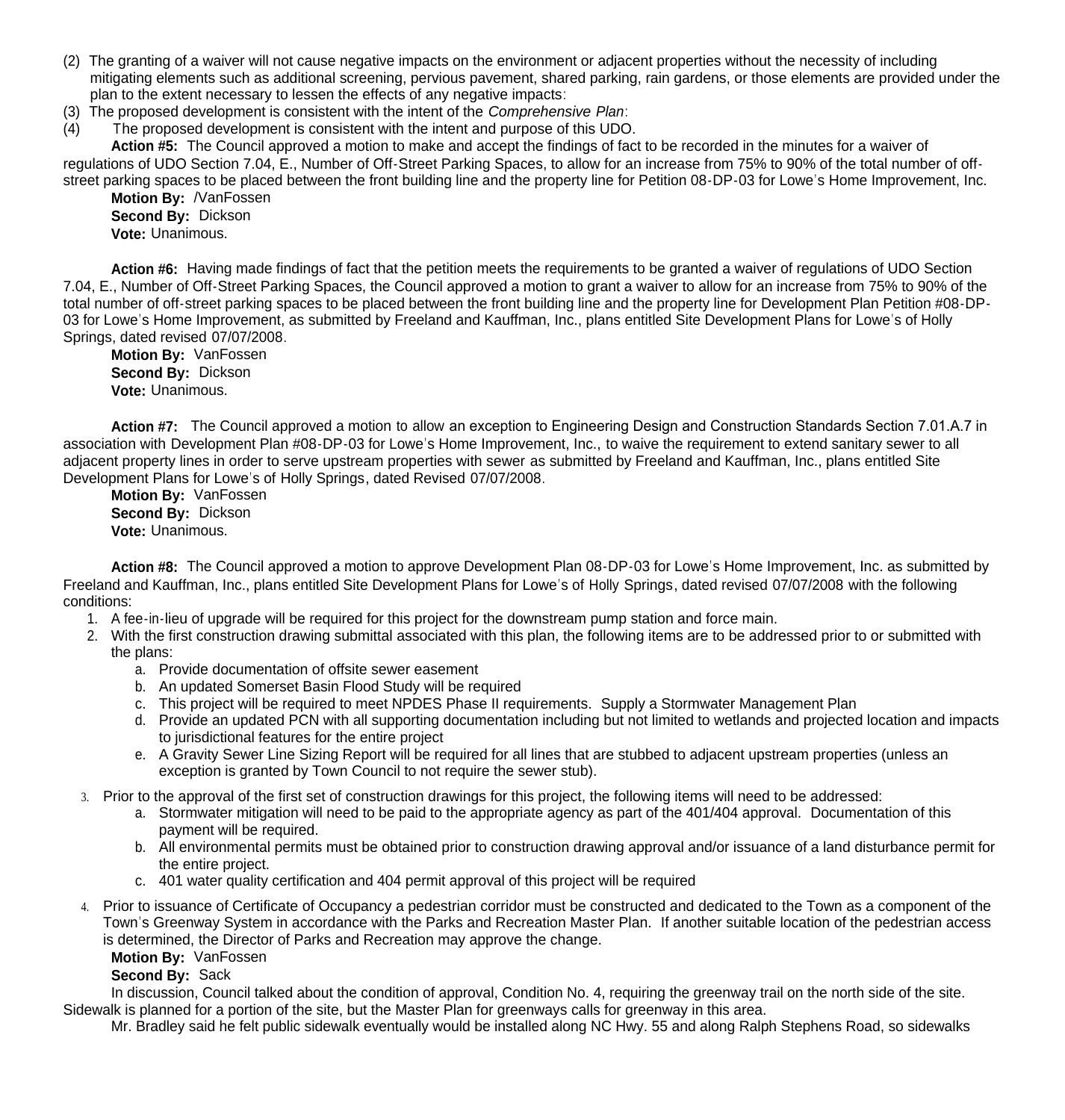(2) The granting of a waiver will not cause negative impacts on the environment or adjacent properties without the necessity of including mitigating elements such as additional screening, pervious pavement, shared parking, rain gardens, or those elements are provided under the plan to the extent necessary to lessen the effects of any negative impacts:

(3) The proposed development is consistent with the intent of the *Comprehensive Plan*:

(4) The proposed development is consistent with the intent and purpose of this UDO.

**Action #5:** The Council approved a motion to make and accept the findings of fact to be recorded in the minutes for a waiver of regulations of UDO Section 7.04, E., Number of Off-Street Parking Spaces, to allow for an increase from 75% to 90% of the total number of off-street parking spaces to be placed between the front building line and the property line for Petition 08-DP-03 for Lowe's Home Improvement, Inc.

**Motion By:** /VanFossen
**Second By:** Dickson
**Vote:** Unanimous.

**Action #6:** Having made findings of fact that the petition meets the requirements to be granted a waiver of regulations of UDO Section 7.04, E., Number of Off-Street Parking Spaces, the Council approved a motion to grant a waiver to allow for an increase from 75% to 90% of the total number of off-street parking spaces to be placed between the front building line and the property line for Development Plan Petition #08-DP-03 for Lowe's Home Improvement, as submitted by Freeland and Kauffman, Inc., plans entitled Site Development Plans for Lowe's of Holly Springs, dated revised 07/07/2008.

**Motion By:** VanFossen
**Second By:** Dickson
**Vote:** Unanimous.

**Action #7:** The Council approved a motion to allow an exception to Engineering Design and Construction Standards Section 7.01.A.7 in association with Development Plan #08-DP-03 for Lowe's Home Improvement, Inc., to waive the requirement to extend sanitary sewer to all adjacent property lines in order to serve upstream properties with sewer as submitted by Freeland and Kauffman, Inc., plans entitled Site Development Plans for Lowe's of Holly Springs, dated Revised 07/07/2008.

**Motion By:** VanFossen
**Second By:** Dickson
**Vote:** Unanimous.

**Action #8:** The Council approved a motion to approve Development Plan 08-DP-03 for Lowe's Home Improvement, Inc. as submitted by Freeland and Kauffman, Inc., plans entitled Site Development Plans for Lowe's of Holly Springs, dated revised 07/07/2008 with the following conditions:

1. A fee-in-lieu of upgrade will be required for this project for the downstream pump station and force main.
2. With the first construction drawing submittal associated with this plan, the following items are to be addressed prior to or submitted with the plans:
    a. Provide documentation of offsite sewer easement
    b. An updated Somerset Basin Flood Study will be required
    c. This project will be required to meet NPDES Phase II requirements. Supply a Stormwater Management Plan
    d. Provide an updated PCN with all supporting documentation including but not limited to wetlands and projected location and impacts to jurisdictional features for the entire project
    e. A Gravity Sewer Line Sizing Report will be required for all lines that are stubbed to adjacent upstream properties (unless an exception is granted by Town Council to not require the sewer stub).
3. Prior to the approval of the first set of construction drawings for this project, the following items will need to be addressed:
    a. Stormwater mitigation will need to be paid to the appropriate agency as part of the 401/404 approval. Documentation of this payment will be required.
    b. All environmental permits must be obtained prior to construction drawing approval and/or issuance of a land disturbance permit for the entire project.
    c. 401 water quality certification and 404 permit approval of this project will be required
4. Prior to issuance of Certificate of Occupancy a pedestrian corridor must be constructed and dedicated to the Town as a component of the Town's Greenway System in accordance with the Parks and Recreation Master Plan. If another suitable location of the pedestrian access is determined, the Director of Parks and Recreation may approve the change.

**Motion By:** VanFossen
**Second By:** Sack

In discussion, Council talked about the condition of approval, Condition No. 4, requiring the greenway trail on the north side of the site. Sidewalk is planned for a portion of the site, but the Master Plan for greenways calls for greenway in this area.

Mr. Bradley said he felt public sidewalk eventually would be installed along NC Hwy. 55 and along Ralph Stephens Road, so sidewalks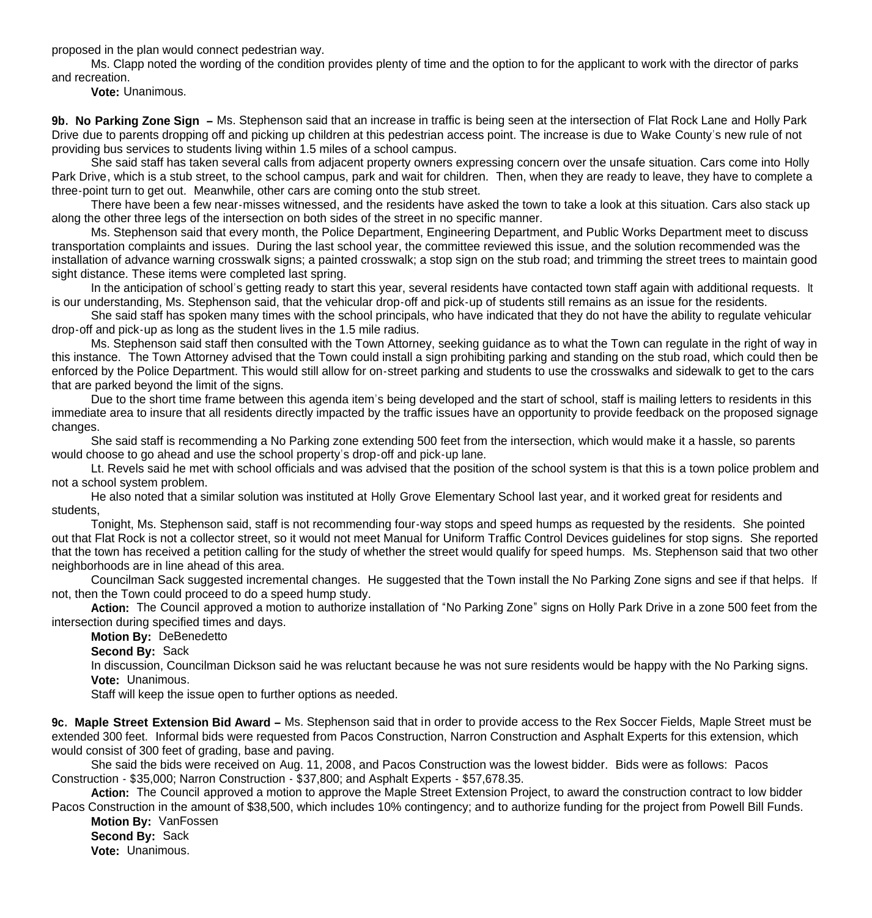proposed in the plan would connect pedestrian way.

Ms. Clapp noted the wording of the condition provides plenty of time and the option to for the applicant to work with the director of parks and recreation.

**Vote:** Unanimous.

**9b. No Parking Zone Sign –** Ms. Stephenson said that an increase in traffic is being seen at the intersection of Flat Rock Lane and Holly Park Drive due to parents dropping off and picking up children at this pedestrian access point. The increase is due to Wake County's new rule of not providing bus services to students living within 1.5 miles of a school campus.

She said staff has taken several calls from adjacent property owners expressing concern over the unsafe situation. Cars come into Holly Park Drive, which is a stub street, to the school campus, park and wait for children. Then, when they are ready to leave, they have to complete a three-point turn to get out. Meanwhile, other cars are coming onto the stub street.

There have been a few near-misses witnessed, and the residents have asked the town to take a look at this situation. Cars also stack up along the other three legs of the intersection on both sides of the street in no specific manner.

Ms. Stephenson said that every month, the Police Department, Engineering Department, and Public Works Department meet to discuss transportation complaints and issues. During the last school year, the committee reviewed this issue, and the solution recommended was the installation of advance warning crosswalk signs; a painted crosswalk; a stop sign on the stub road; and trimming the street trees to maintain good sight distance. These items were completed last spring.

In the anticipation of school's getting ready to start this year, several residents have contacted town staff again with additional requests. It is our understanding, Ms. Stephenson said, that the vehicular drop-off and pick-up of students still remains as an issue for the residents.

She said staff has spoken many times with the school principals, who have indicated that they do not have the ability to regulate vehicular drop-off and pick-up as long as the student lives in the 1.5 mile radius.

Ms. Stephenson said staff then consulted with the Town Attorney, seeking guidance as to what the Town can regulate in the right of way in this instance. The Town Attorney advised that the Town could install a sign prohibiting parking and standing on the stub road, which could then be enforced by the Police Department. This would still allow for on-street parking and students to use the crosswalks and sidewalk to get to the cars that are parked beyond the limit of the signs.

Due to the short time frame between this agenda item's being developed and the start of school, staff is mailing letters to residents in this immediate area to insure that all residents directly impacted by the traffic issues have an opportunity to provide feedback on the proposed signage changes.

She said staff is recommending a No Parking zone extending 500 feet from the intersection, which would make it a hassle, so parents would choose to go ahead and use the school property's drop-off and pick-up lane.

Lt. Revels said he met with school officials and was advised that the position of the school system is that this is a town police problem and not a school system problem.

He also noted that a similar solution was instituted at Holly Grove Elementary School last year, and it worked great for residents and students,

Tonight, Ms. Stephenson said, staff is not recommending four-way stops and speed humps as requested by the residents. She pointed out that Flat Rock is not a collector street, so it would not meet Manual for Uniform Traffic Control Devices guidelines for stop signs. She reported that the town has received a petition calling for the study of whether the street would qualify for speed humps. Ms. Stephenson said that two other neighborhoods are in line ahead of this area.

Councilman Sack suggested incremental changes. He suggested that the Town install the No Parking Zone signs and see if that helps. If not, then the Town could proceed to do a speed hump study.

**Action:** The Council approved a motion to authorize installation of "No Parking Zone" signs on Holly Park Drive in a zone 500 feet from the intersection during specified times and days.

**Motion By:** DeBenedetto

**Second By:** Sack

In discussion, Councilman Dickson said he was reluctant because he was not sure residents would be happy with the No Parking signs.

**Vote:** Unanimous.

Staff will keep the issue open to further options as needed.

**9c. Maple Street Extension Bid Award –** Ms. Stephenson said that in order to provide access to the Rex Soccer Fields, Maple Street must be extended 300 feet. Informal bids were requested from Pacos Construction, Narron Construction and Asphalt Experts for this extension, which would consist of 300 feet of grading, base and paving.

She said the bids were received on Aug. 11, 2008, and Pacos Construction was the lowest bidder. Bids were as follows: Pacos Construction - $35,000; Narron Construction - $37,800; and Asphalt Experts - $57,678.35.

**Action:** The Council approved a motion to approve the Maple Street Extension Project, to award the construction contract to low bidder Pacos Construction in the amount of $38,500, which includes 10% contingency; and to authorize funding for the project from Powell Bill Funds.

**Motion By:** VanFossen

**Second By:** Sack

**Vote:** Unanimous.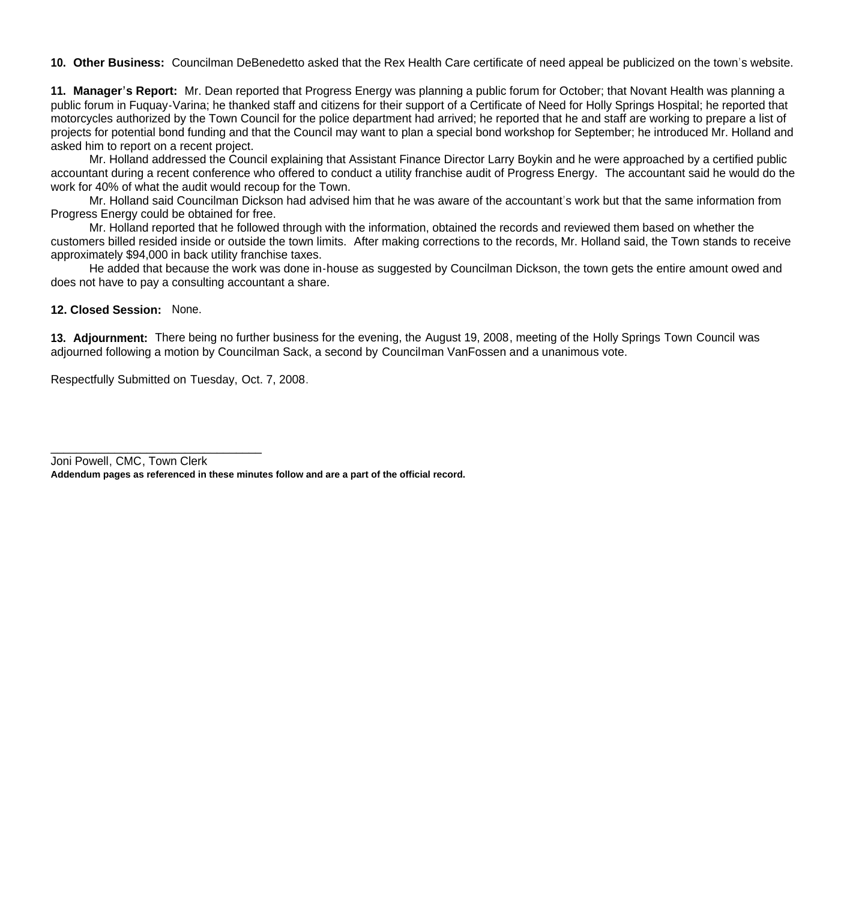**10. Other Business:** Councilman DeBenedetto asked that the Rex Health Care certificate of need appeal be publicized on the town's website.

**11. Manager's Report:** Mr. Dean reported that Progress Energy was planning a public forum for October; that Novant Health was planning a public forum in Fuquay-Varina; he thanked staff and citizens for their support of a Certificate of Need for Holly Springs Hospital; he reported that motorcycles authorized by the Town Council for the police department had arrived; he reported that he and staff are working to prepare a list of projects for potential bond funding and that the Council may want to plan a special bond workshop for September; he introduced Mr. Holland and asked him to report on a recent project.

Mr. Holland addressed the Council explaining that Assistant Finance Director Larry Boykin and he were approached by a certified public accountant during a recent conference who offered to conduct a utility franchise audit of Progress Energy. The accountant said he would do the work for 40% of what the audit would recoup for the Town.

Mr. Holland said Councilman Dickson had advised him that he was aware of the accountant's work but that the same information from Progress Energy could be obtained for free.

Mr. Holland reported that he followed through with the information, obtained the records and reviewed them based on whether the customers billed resided inside or outside the town limits. After making corrections to the records, Mr. Holland said, the Town stands to receive approximately $94,000 in back utility franchise taxes.

He added that because the work was done in-house as suggested by Councilman Dickson, the town gets the entire amount owed and does not have to pay a consulting accountant a share.

**12. Closed Session:** None.

**13. Adjournment:** There being no further business for the evening, the August 19, 2008, meeting of the Holly Springs Town Council was adjourned following a motion by Councilman Sack, a second by Councilman VanFossen and a unanimous vote.

Respectfully Submitted on Tuesday, Oct. 7, 2008.

_______________________________

Joni Powell, CMC, Town Clerk

**Addendum pages as referenced in these minutes follow and are a part of the official record.**